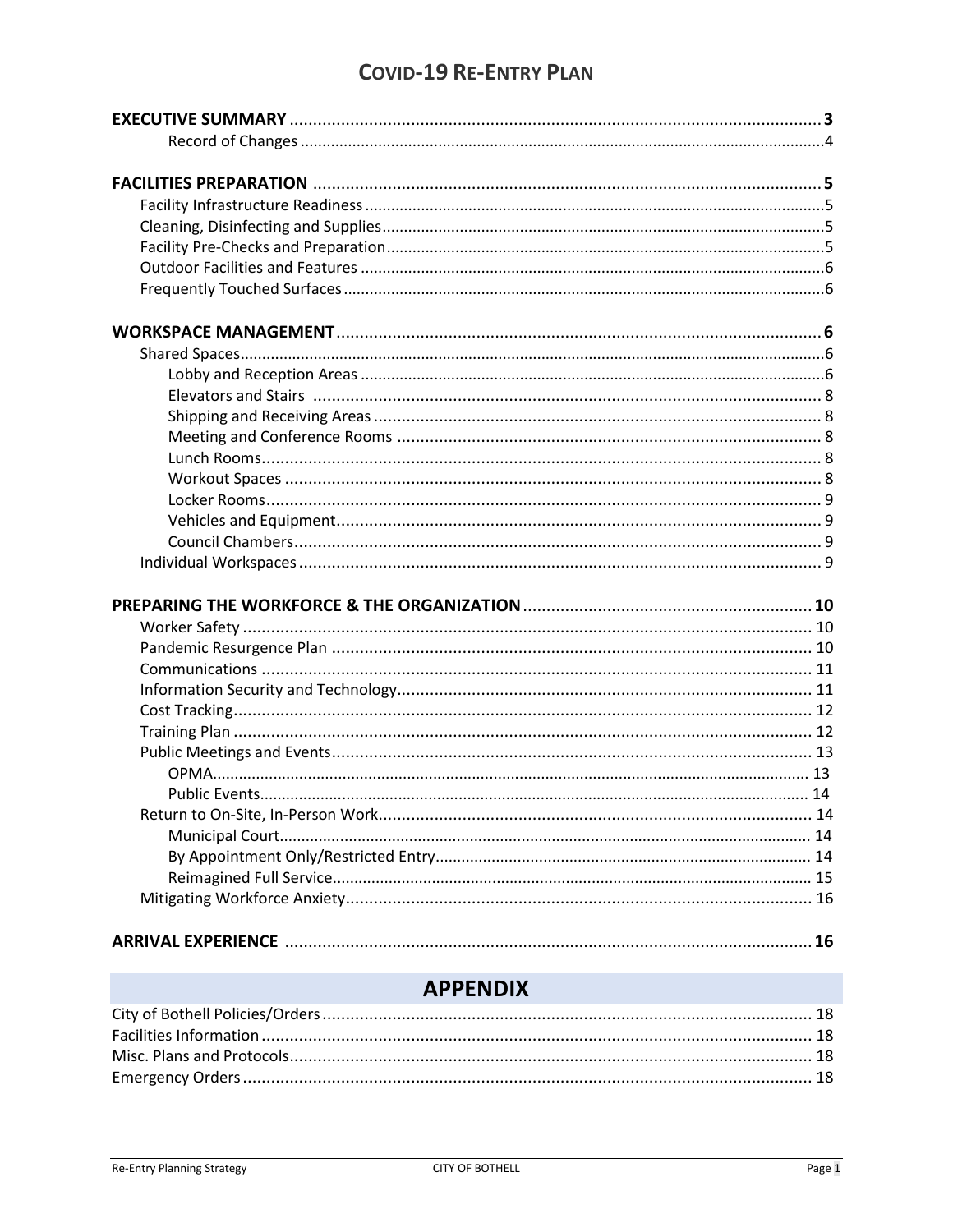# COVID-19 RE-ENTRY PLAN

**EXECUTIVE SUMMARY** .......... **3**
- Record of Changes .......... 4

**FACILITIES PREPARATION** .......... **5**
- Facility Infrastructure Readiness .......... 5
- Cleaning, Disinfecting and Supplies .......... 5
- Facility Pre-Checks and Preparation .......... 5
- Outdoor Facilities and Features .......... 6
- Frequently Touched Surfaces .......... 6

**WORKSPACE MANAGEMENT** .......... **6**
- Shared Spaces .......... 6
  - Lobby and Reception Areas .......... 6
  - Elevators and Stairs .......... 8
  - Shipping and Receiving Areas .......... 8
  - Meeting and Conference Rooms .......... 8
  - Lunch Rooms .......... 8
  - Workout Spaces .......... 8
  - Locker Rooms .......... 9
  - Vehicles and Equipment .......... 9
  - Council Chambers .......... 9
- Individual Workspaces .......... 9

**PREPARING THE WORKFORCE & THE ORGANIZATION** .......... **10**
- Worker Safety .......... 10
- Pandemic Resurgence Plan .......... 10
- Communications .......... 11
- Information Security and Technology .......... 11
- Cost Tracking .......... 12
- Training Plan .......... 12
- Public Meetings and Events .......... 13
  - OPMA .......... 13
  - Public Events .......... 14
- Return to On-Site, In-Person Work .......... 14
  - Municipal Court .......... 14
  - By Appointment Only/Restricted Entry .......... 14
  - Reimagined Full Service .......... 15
- Mitigating Workforce Anxiety .......... 16

**ARRIVAL EXPERIENCE** .......... **16**

## APPENDIX

- City of Bothell Policies/Orders .......... 18
- Facilities Information .......... 18
- Misc. Plans and Protocols .......... 18
- Emergency Orders .......... 18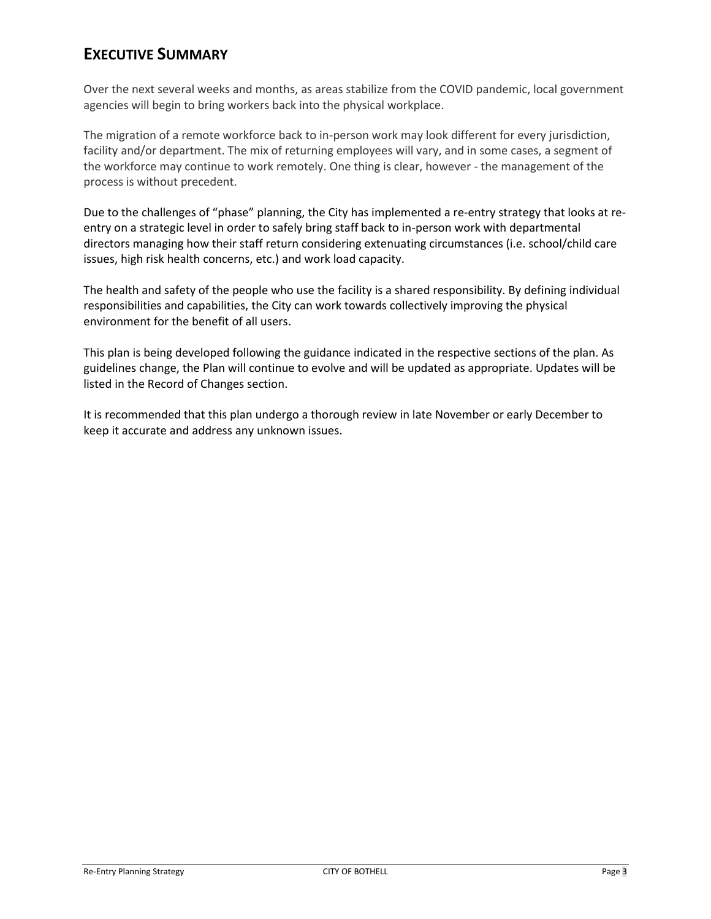## EXECUTIVE SUMMARY

Over the next several weeks and months, as areas stabilize from the COVID pandemic, local government agencies will begin to bring workers back into the physical workplace.

The migration of a remote workforce back to in-person work may look different for every jurisdiction, facility and/or department. The mix of returning employees will vary, and in some cases, a segment of the workforce may continue to work remotely. One thing is clear, however - the management of the process is without precedent.

Due to the challenges of "phase" planning, the City has implemented a re-entry strategy that looks at re-entry on a strategic level in order to safely bring staff back to in-person work with departmental directors managing how their staff return considering extenuating circumstances (i.e. school/child care issues, high risk health concerns, etc.) and work load capacity.

The health and safety of the people who use the facility is a shared responsibility. By defining individual responsibilities and capabilities, the City can work towards collectively improving the physical environment for the benefit of all users.

This plan is being developed following the guidance indicated in the respective sections of the plan. As guidelines change, the Plan will continue to evolve and will be updated as appropriate. Updates will be listed in the Record of Changes section.

It is recommended that this plan undergo a thorough review in late November or early December to keep it accurate and address any unknown issues.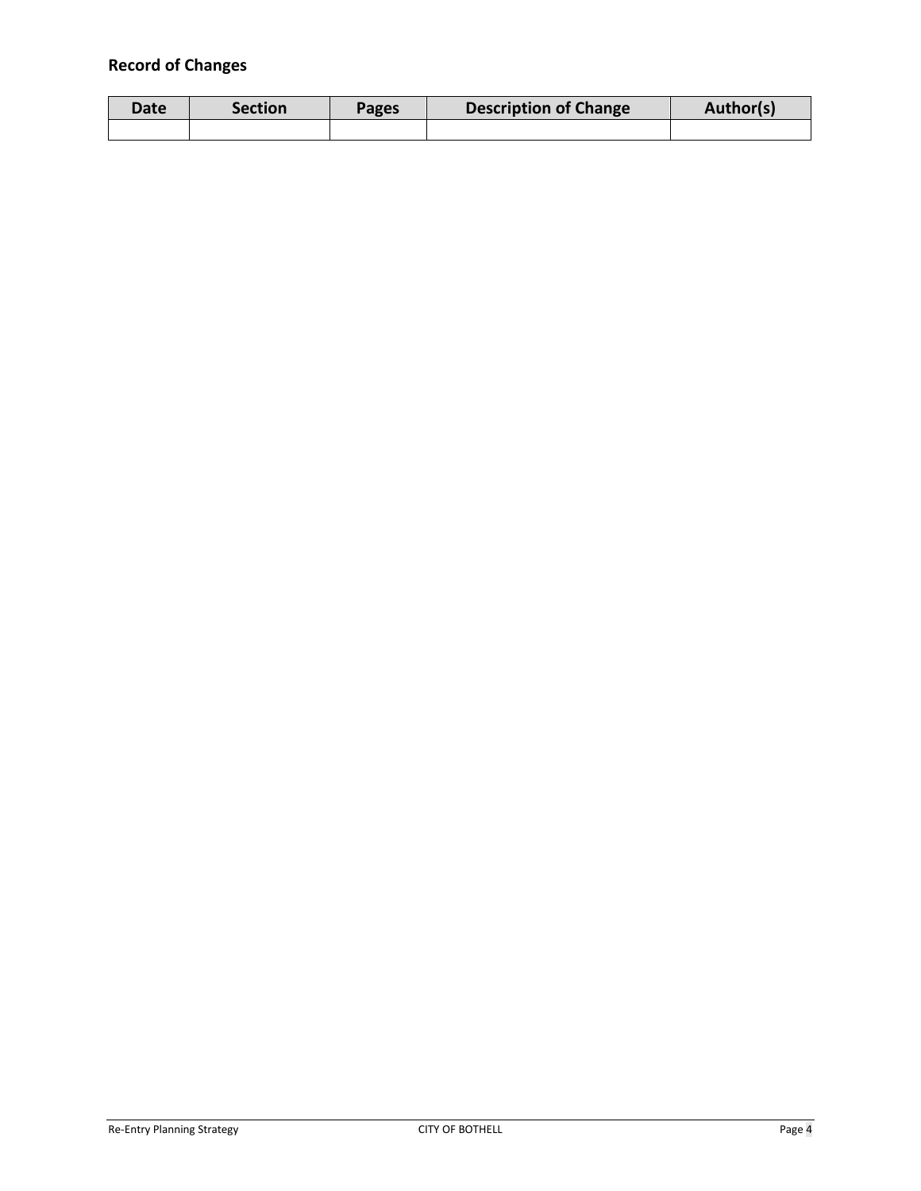## Record of Changes

| Date | Section | Pages | Description of Change | Author(s) |
|---|---|---|---|---|
| | | | | |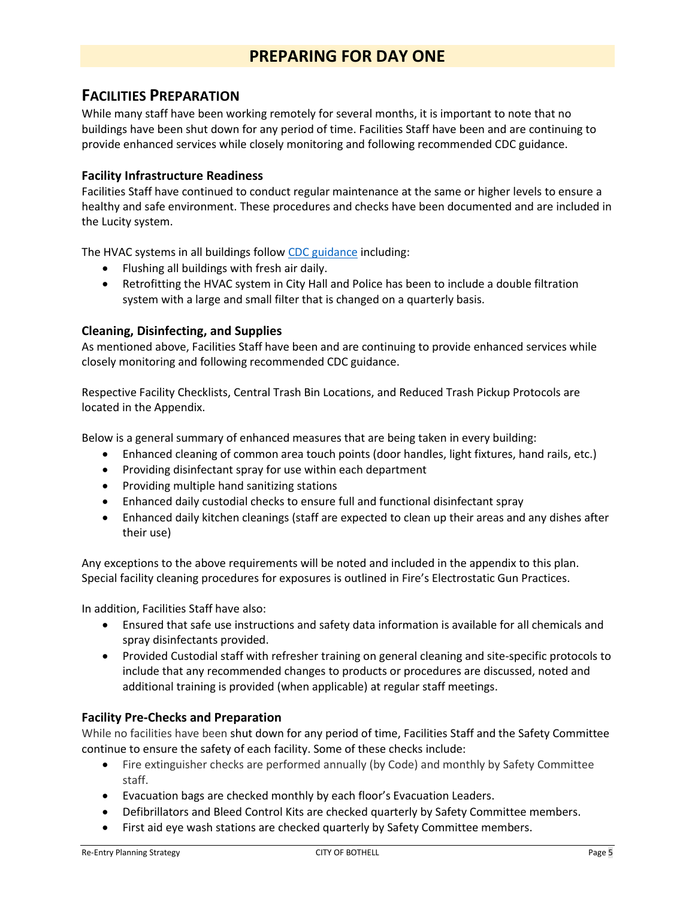# PREPARING FOR DAY ONE

## Facilities Preparation

While many staff have been working remotely for several months, it is important to note that no buildings have been shut down for any period of time. Facilities Staff have been and are continuing to provide enhanced services while closely monitoring and following recommended CDC guidance.

### Facility Infrastructure Readiness

Facilities Staff have continued to conduct regular maintenance at the same or higher levels to ensure a healthy and safe environment. These procedures and checks have been documented and are included in the Lucity system.

The HVAC systems in all buildings follow CDC guidance including:

- Flushing all buildings with fresh air daily.
- Retrofitting the HVAC system in City Hall and Police has been to include a double filtration system with a large and small filter that is changed on a quarterly basis.

### Cleaning, Disinfecting, and Supplies

As mentioned above, Facilities Staff have been and are continuing to provide enhanced services while closely monitoring and following recommended CDC guidance.

Respective Facility Checklists, Central Trash Bin Locations, and Reduced Trash Pickup Protocols are located in the Appendix.

Below is a general summary of enhanced measures that are being taken in every building:

- Enhanced cleaning of common area touch points (door handles, light fixtures, hand rails, etc.)
- Providing disinfectant spray for use within each department
- Providing multiple hand sanitizing stations
- Enhanced daily custodial checks to ensure full and functional disinfectant spray
- Enhanced daily kitchen cleanings (staff are expected to clean up their areas and any dishes after their use)

Any exceptions to the above requirements will be noted and included in the appendix to this plan. Special facility cleaning procedures for exposures is outlined in Fire's Electrostatic Gun Practices.

In addition, Facilities Staff have also:

- Ensured that safe use instructions and safety data information is available for all chemicals and spray disinfectants provided.
- Provided Custodial staff with refresher training on general cleaning and site-specific protocols to include that any recommended changes to products or procedures are discussed, noted and additional training is provided (when applicable) at regular staff meetings.

### Facility Pre-Checks and Preparation

While no facilities have been shut down for any period of time, Facilities Staff and the Safety Committee continue to ensure the safety of each facility. Some of these checks include:

- Fire extinguisher checks are performed annually (by Code) and monthly by Safety Committee staff.
- Evacuation bags are checked monthly by each floor's Evacuation Leaders.
- Defibrillators and Bleed Control Kits are checked quarterly by Safety Committee members.
- First aid eye wash stations are checked quarterly by Safety Committee members.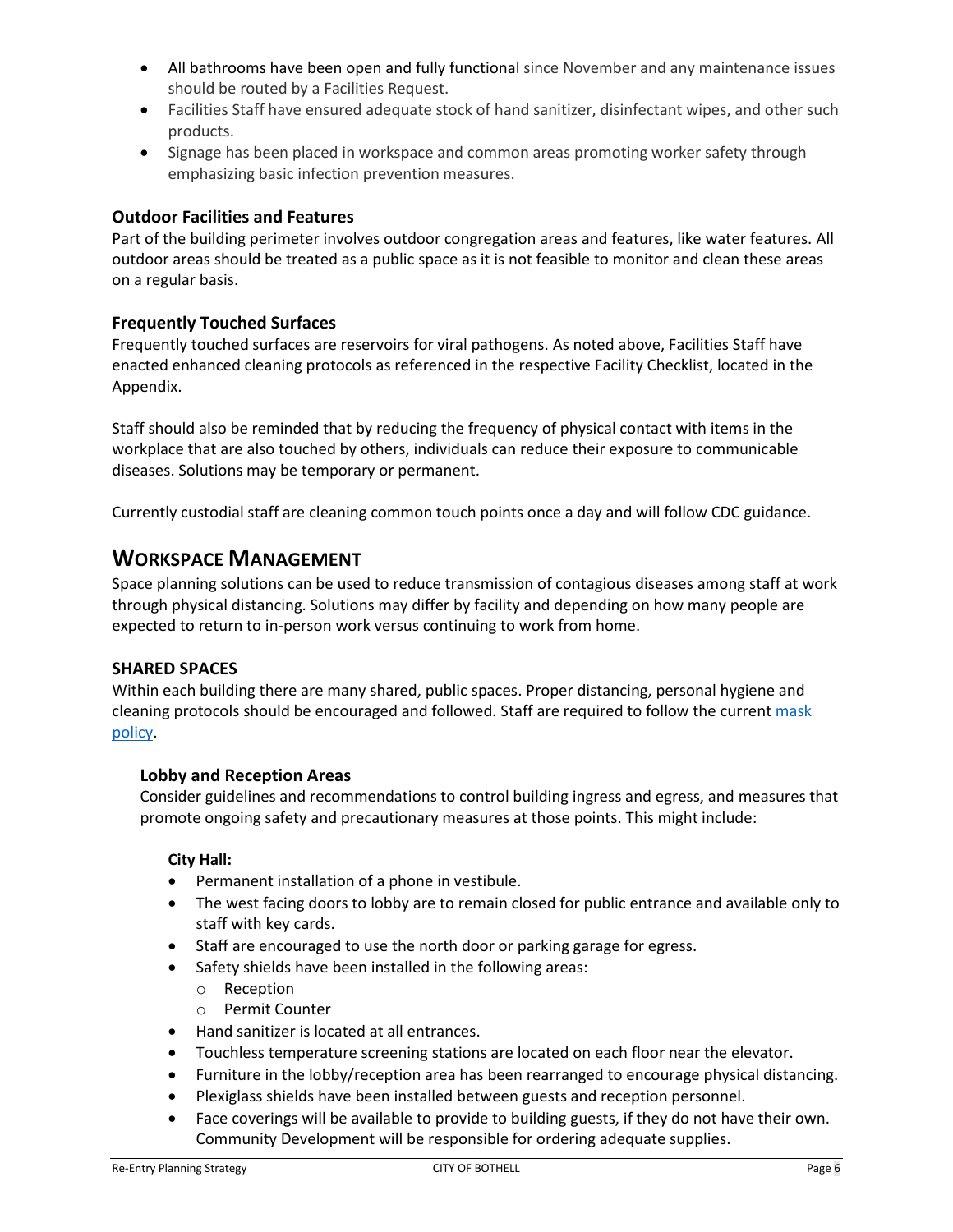- All bathrooms have been open and fully functional since November and any maintenance issues should be routed by a Facilities Request.
- Facilities Staff have ensured adequate stock of hand sanitizer, disinfectant wipes, and other such products.
- Signage has been placed in workspace and common areas promoting worker safety through emphasizing basic infection prevention measures.

### Outdoor Facilities and Features

Part of the building perimeter involves outdoor congregation areas and features, like water features. All outdoor areas should be treated as a public space as it is not feasible to monitor and clean these areas on a regular basis.

### Frequently Touched Surfaces

Frequently touched surfaces are reservoirs for viral pathogens. As noted above, Facilities Staff have enacted enhanced cleaning protocols as referenced in the respective Facility Checklist, located in the Appendix.

Staff should also be reminded that by reducing the frequency of physical contact with items in the workplace that are also touched by others, individuals can reduce their exposure to communicable diseases. Solutions may be temporary or permanent.

Currently custodial staff are cleaning common touch points once a day and will follow CDC guidance.

## WORKSPACE MANAGEMENT

Space planning solutions can be used to reduce transmission of contagious diseases among staff at work through physical distancing. Solutions may differ by facility and depending on how many people are expected to return to in-person work versus continuing to work from home.

### SHARED SPACES

Within each building there are many shared, public spaces. Proper distancing, personal hygiene and cleaning protocols should be encouraged and followed. Staff are required to follow the current mask policy.

#### Lobby and Reception Areas

Consider guidelines and recommendations to control building ingress and egress, and measures that promote ongoing safety and precautionary measures at those points. This might include:

**City Hall:**

- Permanent installation of a phone in vestibule.
- The west facing doors to lobby are to remain closed for public entrance and available only to staff with key cards.
- Staff are encouraged to use the north door or parking garage for egress.
- Safety shields have been installed in the following areas:
  - Reception
  - Permit Counter
- Hand sanitizer is located at all entrances.
- Touchless temperature screening stations are located on each floor near the elevator.
- Furniture in the lobby/reception area has been rearranged to encourage physical distancing.
- Plexiglass shields have been installed between guests and reception personnel.
- Face coverings will be available to provide to building guests, if they do not have their own. Community Development will be responsible for ordering adequate supplies.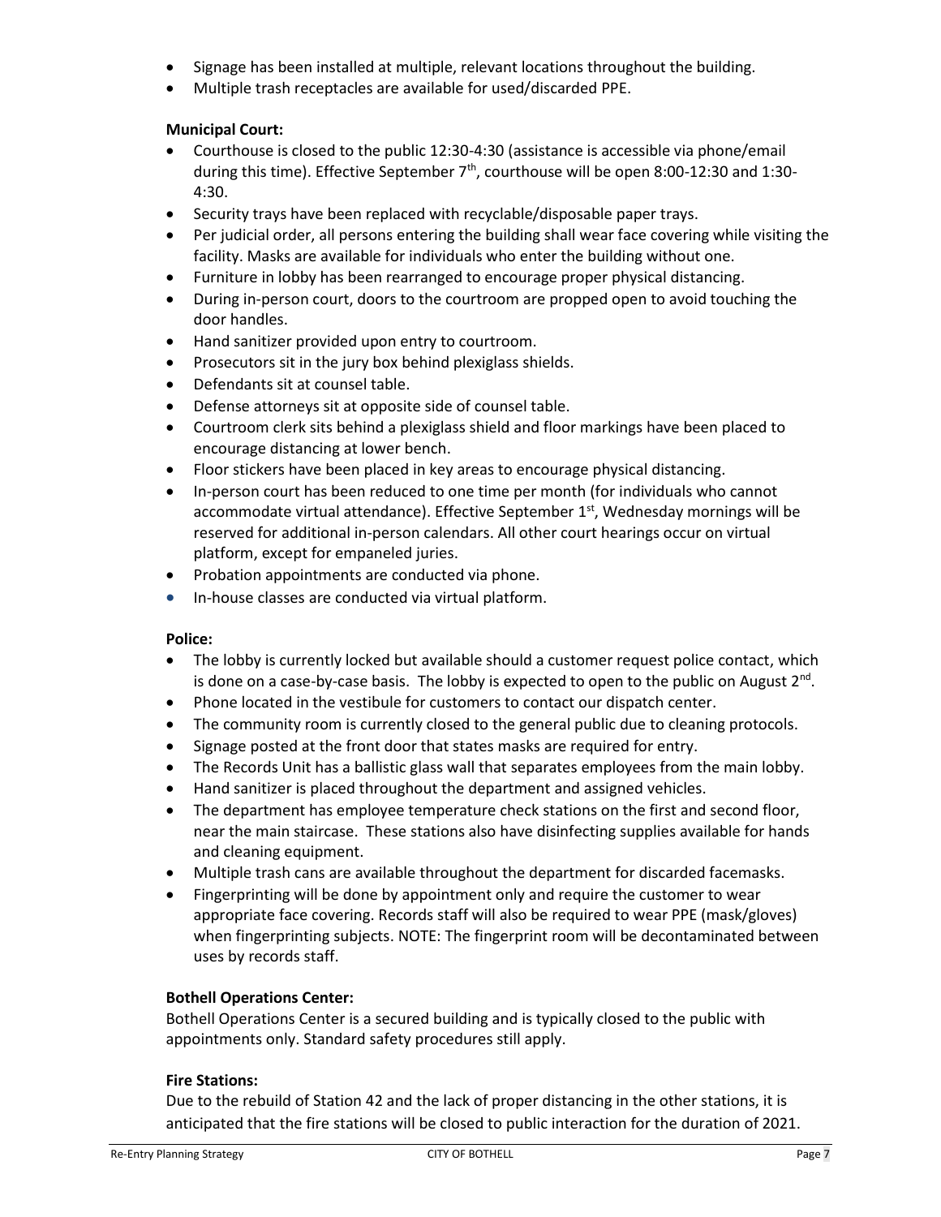- Signage has been installed at multiple, relevant locations throughout the building.
- Multiple trash receptacles are available for used/discarded PPE.

**Municipal Court:**

- Courthouse is closed to the public 12:30-4:30 (assistance is accessible via phone/email during this time). Effective September 7th, courthouse will be open 8:00-12:30 and 1:30-4:30.
- Security trays have been replaced with recyclable/disposable paper trays.
- Per judicial order, all persons entering the building shall wear face covering while visiting the facility. Masks are available for individuals who enter the building without one.
- Furniture in lobby has been rearranged to encourage proper physical distancing.
- During in-person court, doors to the courtroom are propped open to avoid touching the door handles.
- Hand sanitizer provided upon entry to courtroom.
- Prosecutors sit in the jury box behind plexiglass shields.
- Defendants sit at counsel table.
- Defense attorneys sit at opposite side of counsel table.
- Courtroom clerk sits behind a plexiglass shield and floor markings have been placed to encourage distancing at lower bench.
- Floor stickers have been placed in key areas to encourage physical distancing.
- In-person court has been reduced to one time per month (for individuals who cannot accommodate virtual attendance). Effective September 1st, Wednesday mornings will be reserved for additional in-person calendars. All other court hearings occur on virtual platform, except for empaneled juries.
- Probation appointments are conducted via phone.
- In-house classes are conducted via virtual platform.

**Police:**

- The lobby is currently locked but available should a customer request police contact, which is done on a case-by-case basis. The lobby is expected to open to the public on August 2nd.
- Phone located in the vestibule for customers to contact our dispatch center.
- The community room is currently closed to the general public due to cleaning protocols.
- Signage posted at the front door that states masks are required for entry.
- The Records Unit has a ballistic glass wall that separates employees from the main lobby.
- Hand sanitizer is placed throughout the department and assigned vehicles.
- The department has employee temperature check stations on the first and second floor, near the main staircase. These stations also have disinfecting supplies available for hands and cleaning equipment.
- Multiple trash cans are available throughout the department for discarded facemasks.
- Fingerprinting will be done by appointment only and require the customer to wear appropriate face covering. Records staff will also be required to wear PPE (mask/gloves) when fingerprinting subjects. NOTE: The fingerprint room will be decontaminated between uses by records staff.

**Bothell Operations Center:**

Bothell Operations Center is a secured building and is typically closed to the public with appointments only. Standard safety procedures still apply.

**Fire Stations:**

Due to the rebuild of Station 42 and the lack of proper distancing in the other stations, it is anticipated that the fire stations will be closed to public interaction for the duration of 2021.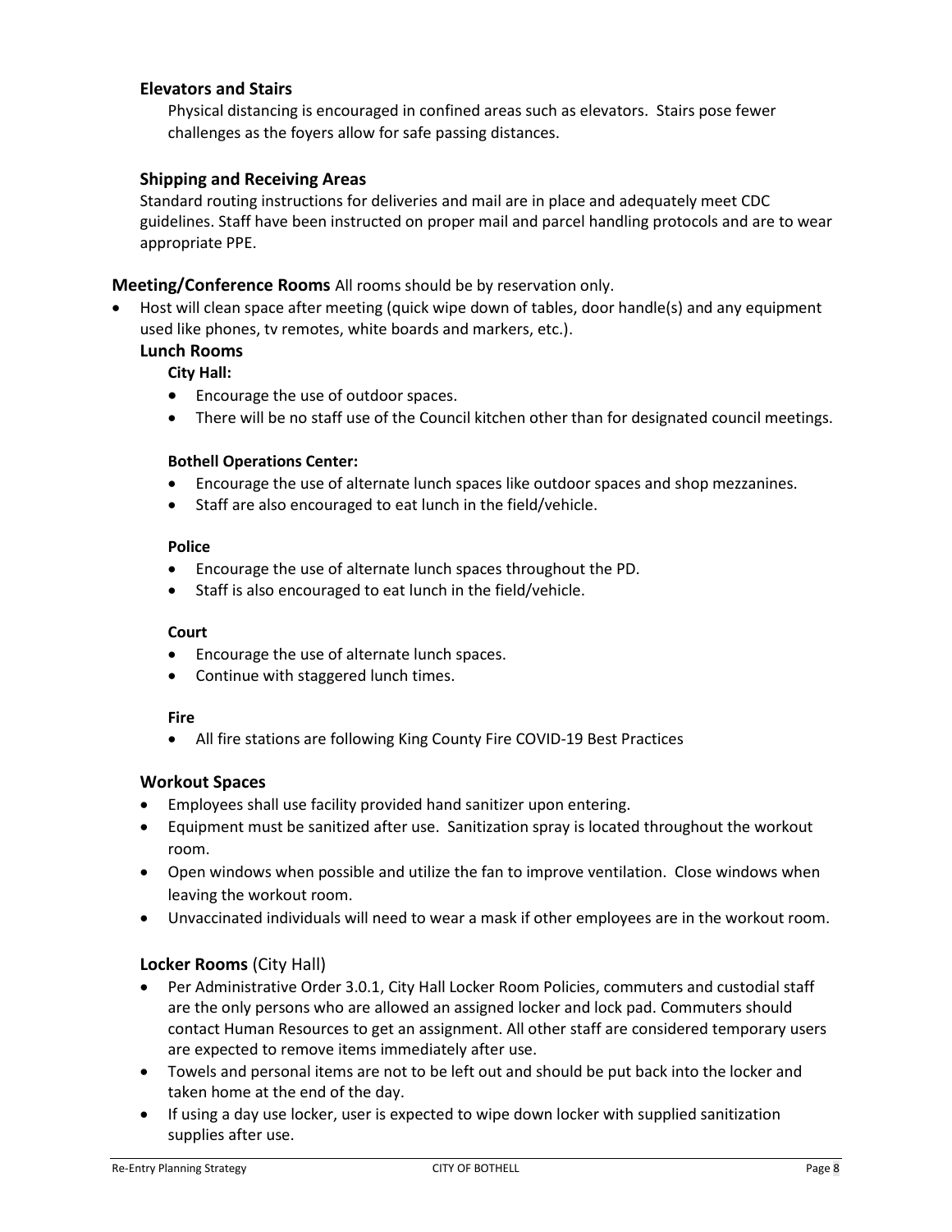### Elevators and Stairs

Physical distancing is encouraged in confined areas such as elevators. Stairs pose fewer challenges as the foyers allow for safe passing distances.

### Shipping and Receiving Areas

Standard routing instructions for deliveries and mail are in place and adequately meet CDC guidelines. Staff have been instructed on proper mail and parcel handling protocols and are to wear appropriate PPE.

**Meeting/Conference Rooms** All rooms should be by reservation only.

- Host will clean space after meeting (quick wipe down of tables, door handle(s) and any equipment used like phones, tv remotes, white boards and markers, etc.).

### Lunch Rooms

**City Hall:**

- Encourage the use of outdoor spaces.
- There will be no staff use of the Council kitchen other than for designated council meetings.

**Bothell Operations Center:**

- Encourage the use of alternate lunch spaces like outdoor spaces and shop mezzanines.
- Staff are also encouraged to eat lunch in the field/vehicle.

**Police**

- Encourage the use of alternate lunch spaces throughout the PD.
- Staff is also encouraged to eat lunch in the field/vehicle.

**Court**

- Encourage the use of alternate lunch spaces.
- Continue with staggered lunch times.

**Fire**

- All fire stations are following King County Fire COVID-19 Best Practices

### Workout Spaces

- Employees shall use facility provided hand sanitizer upon entering.
- Equipment must be sanitized after use. Sanitization spray is located throughout the workout room.
- Open windows when possible and utilize the fan to improve ventilation. Close windows when leaving the workout room.
- Unvaccinated individuals will need to wear a mask if other employees are in the workout room.

### Locker Rooms (City Hall)

- Per Administrative Order 3.0.1, City Hall Locker Room Policies, commuters and custodial staff are the only persons who are allowed an assigned locker and lock pad. Commuters should contact Human Resources to get an assignment. All other staff are considered temporary users are expected to remove items immediately after use.
- Towels and personal items are not to be left out and should be put back into the locker and taken home at the end of the day.
- If using a day use locker, user is expected to wipe down locker with supplied sanitization supplies after use.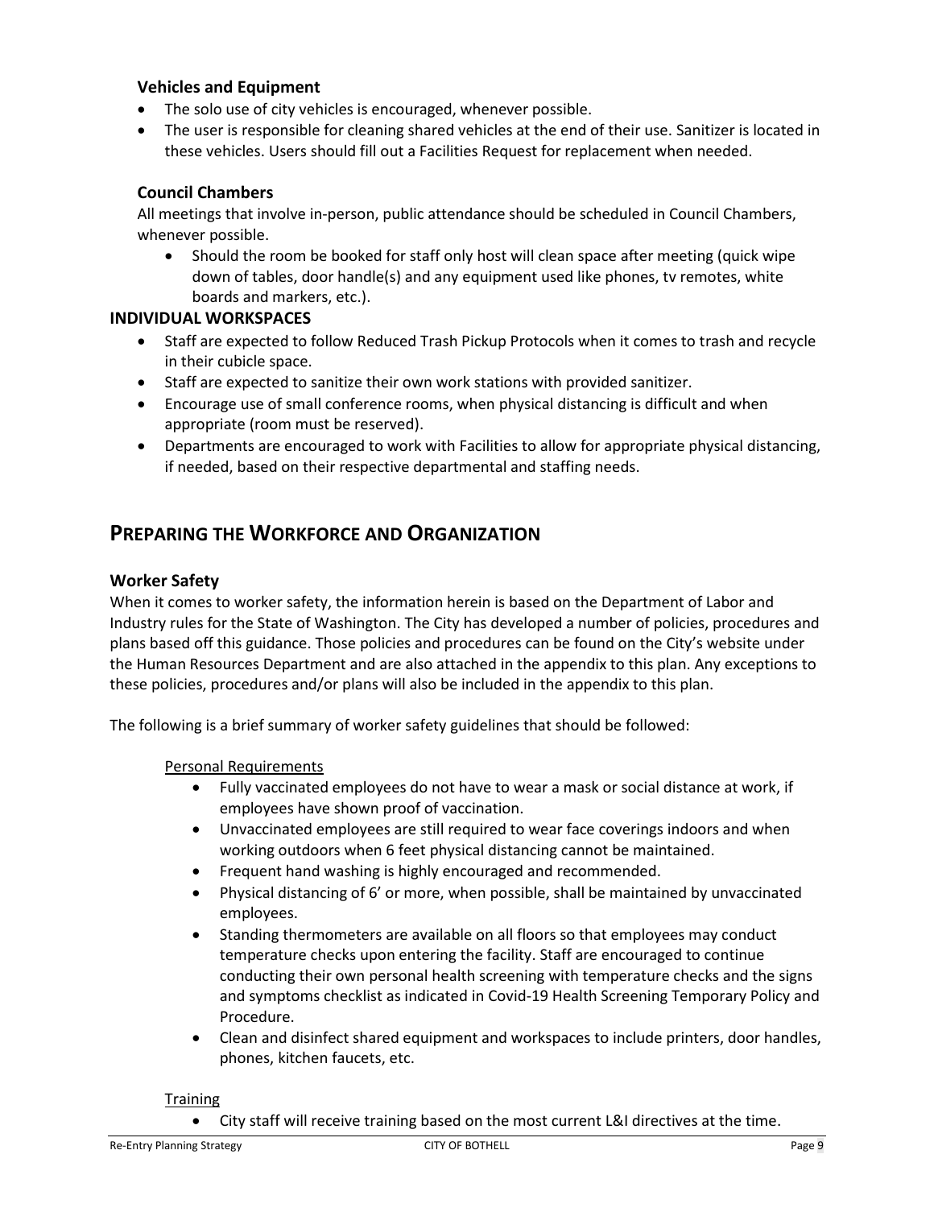### Vehicles and Equipment

- The solo use of city vehicles is encouraged, whenever possible.
- The user is responsible for cleaning shared vehicles at the end of their use. Sanitizer is located in these vehicles. Users should fill out a Facilities Request for replacement when needed.

### Council Chambers

All meetings that involve in-person, public attendance should be scheduled in Council Chambers, whenever possible.

- Should the room be booked for staff only host will clean space after meeting (quick wipe down of tables, door handle(s) and any equipment used like phones, tv remotes, white boards and markers, etc.).

### INDIVIDUAL WORKSPACES

- Staff are expected to follow Reduced Trash Pickup Protocols when it comes to trash and recycle in their cubicle space.
- Staff are expected to sanitize their own work stations with provided sanitizer.
- Encourage use of small conference rooms, when physical distancing is difficult and when appropriate (room must be reserved).
- Departments are encouraged to work with Facilities to allow for appropriate physical distancing, if needed, based on their respective departmental and staffing needs.

## PREPARING THE WORKFORCE AND ORGANIZATION

### Worker Safety

When it comes to worker safety, the information herein is based on the Department of Labor and Industry rules for the State of Washington. The City has developed a number of policies, procedures and plans based off this guidance. Those policies and procedures can be found on the City's website under the Human Resources Department and are also attached in the appendix to this plan. Any exceptions to these policies, procedures and/or plans will also be included in the appendix to this plan.

The following is a brief summary of worker safety guidelines that should be followed:

Personal Requirements

- Fully vaccinated employees do not have to wear a mask or social distance at work, if employees have shown proof of vaccination.
- Unvaccinated employees are still required to wear face coverings indoors and when working outdoors when 6 feet physical distancing cannot be maintained.
- Frequent hand washing is highly encouraged and recommended.
- Physical distancing of 6' or more, when possible, shall be maintained by unvaccinated employees.
- Standing thermometers are available on all floors so that employees may conduct temperature checks upon entering the facility. Staff are encouraged to continue conducting their own personal health screening with temperature checks and the signs and symptoms checklist as indicated in Covid-19 Health Screening Temporary Policy and Procedure.
- Clean and disinfect shared equipment and workspaces to include printers, door handles, phones, kitchen faucets, etc.

Training

- City staff will receive training based on the most current L&I directives at the time.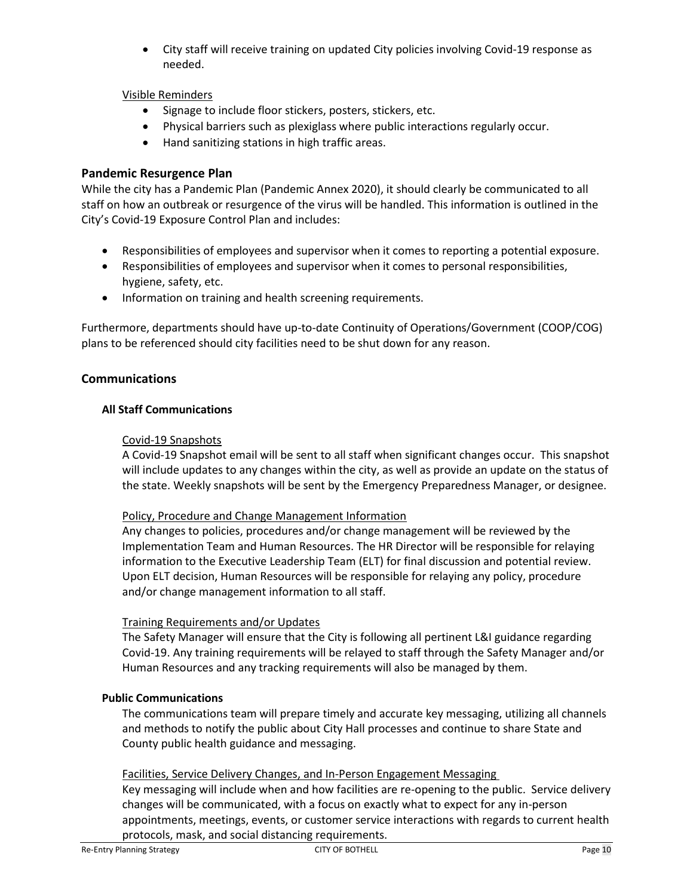- City staff will receive training on updated City policies involving Covid-19 response as needed.

Visible Reminders

- Signage to include floor stickers, posters, stickers, etc.
- Physical barriers such as plexiglass where public interactions regularly occur.
- Hand sanitizing stations in high traffic areas.

## Pandemic Resurgence Plan

While the city has a Pandemic Plan (Pandemic Annex 2020), it should clearly be communicated to all staff on how an outbreak or resurgence of the virus will be handled. This information is outlined in the City's Covid-19 Exposure Control Plan and includes:

- Responsibilities of employees and supervisor when it comes to reporting a potential exposure.
- Responsibilities of employees and supervisor when it comes to personal responsibilities, hygiene, safety, etc.
- Information on training and health screening requirements.

Furthermore, departments should have up-to-date Continuity of Operations/Government (COOP/COG) plans to be referenced should city facilities need to be shut down for any reason.

## Communications

### All Staff Communications

Covid-19 Snapshots

A Covid-19 Snapshot email will be sent to all staff when significant changes occur. This snapshot will include updates to any changes within the city, as well as provide an update on the status of the state. Weekly snapshots will be sent by the Emergency Preparedness Manager, or designee.

Policy, Procedure and Change Management Information

Any changes to policies, procedures and/or change management will be reviewed by the Implementation Team and Human Resources. The HR Director will be responsible for relaying information to the Executive Leadership Team (ELT) for final discussion and potential review. Upon ELT decision, Human Resources will be responsible for relaying any policy, procedure and/or change management information to all staff.

Training Requirements and/or Updates

The Safety Manager will ensure that the City is following all pertinent L&I guidance regarding Covid-19. Any training requirements will be relayed to staff through the Safety Manager and/or Human Resources and any tracking requirements will also be managed by them.

### Public Communications

The communications team will prepare timely and accurate key messaging, utilizing all channels and methods to notify the public about City Hall processes and continue to share State and County public health guidance and messaging.

Facilities, Service Delivery Changes, and In-Person Engagement Messaging

Key messaging will include when and how facilities are re-opening to the public. Service delivery changes will be communicated, with a focus on exactly what to expect for any in-person appointments, meetings, events, or customer service interactions with regards to current health protocols, mask, and social distancing requirements.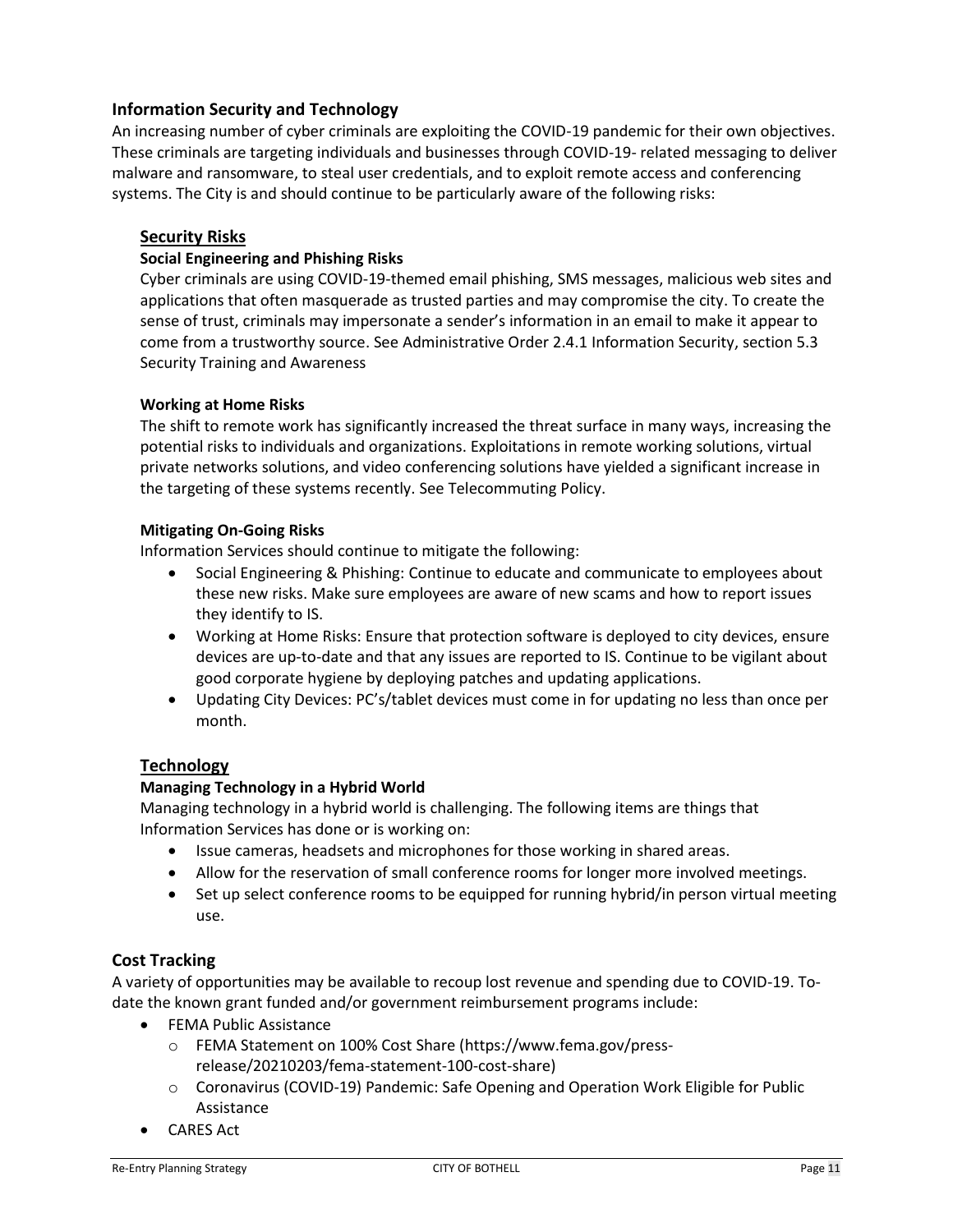## Information Security and Technology

An increasing number of cyber criminals are exploiting the COVID-19 pandemic for their own objectives. These criminals are targeting individuals and businesses through COVID-19- related messaging to deliver malware and ransomware, to steal user credentials, and to exploit remote access and conferencing systems. The City is and should continue to be particularly aware of the following risks:

### Security Risks

#### Social Engineering and Phishing Risks

Cyber criminals are using COVID-19-themed email phishing, SMS messages, malicious web sites and applications that often masquerade as trusted parties and may compromise the city. To create the sense of trust, criminals may impersonate a sender's information in an email to make it appear to come from a trustworthy source. See Administrative Order 2.4.1 Information Security, section 5.3 Security Training and Awareness

#### Working at Home Risks

The shift to remote work has significantly increased the threat surface in many ways, increasing the potential risks to individuals and organizations. Exploitations in remote working solutions, virtual private networks solutions, and video conferencing solutions have yielded a significant increase in the targeting of these systems recently. See Telecommuting Policy.

#### Mitigating On-Going Risks

Information Services should continue to mitigate the following:

- Social Engineering & Phishing: Continue to educate and communicate to employees about these new risks. Make sure employees are aware of new scams and how to report issues they identify to IS.
- Working at Home Risks: Ensure that protection software is deployed to city devices, ensure devices are up-to-date and that any issues are reported to IS. Continue to be vigilant about good corporate hygiene by deploying patches and updating applications.
- Updating City Devices: PC's/tablet devices must come in for updating no less than once per month.

### Technology

#### Managing Technology in a Hybrid World

Managing technology in a hybrid world is challenging. The following items are things that Information Services has done or is working on:

- Issue cameras, headsets and microphones for those working in shared areas.
- Allow for the reservation of small conference rooms for longer more involved meetings.
- Set up select conference rooms to be equipped for running hybrid/in person virtual meeting use.

## Cost Tracking

A variety of opportunities may be available to recoup lost revenue and spending due to COVID-19. To-date the known grant funded and/or government reimbursement programs include:

- FEMA Public Assistance
  - FEMA Statement on 100% Cost Share (https://www.fema.gov/press-release/20210203/fema-statement-100-cost-share)
  - Coronavirus (COVID-19) Pandemic: Safe Opening and Operation Work Eligible for Public Assistance
- CARES Act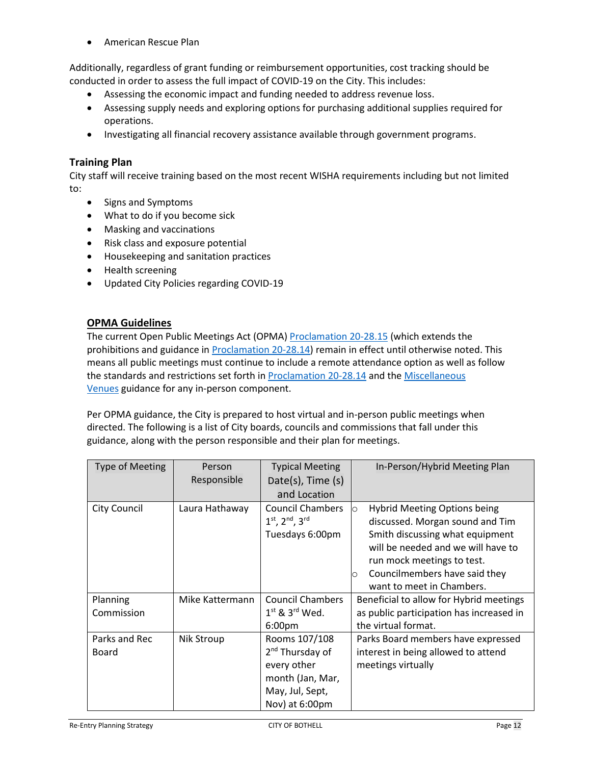- American Rescue Plan

Additionally, regardless of grant funding or reimbursement opportunities, cost tracking should be conducted in order to assess the full impact of COVID-19 on the City. This includes:

- Assessing the economic impact and funding needed to address revenue loss.
- Assessing supply needs and exploring options for purchasing additional supplies required for operations.
- Investigating all financial recovery assistance available through government programs.

## Training Plan

City staff will receive training based on the most recent WISHA requirements including but not limited to:

- Signs and Symptoms
- What to do if you become sick
- Masking and vaccinations
- Risk class and exposure potential
- Housekeeping and sanitation practices
- Health screening
- Updated City Policies regarding COVID-19

## OPMA Guidelines

The current Open Public Meetings Act (OPMA) Proclamation 20-28.15 (which extends the prohibitions and guidance in Proclamation 20-28.14) remain in effect until otherwise noted. This means all public meetings must continue to include a remote attendance option as well as follow the standards and restrictions set forth in Proclamation 20-28.14 and the Miscellaneous Venues guidance for any in-person component.

Per OPMA guidance, the City is prepared to host virtual and in-person public meetings when directed. The following is a list of City boards, councils and commissions that fall under this guidance, along with the person responsible and their plan for meetings.

| Type of Meeting | Person Responsible | Typical Meeting Date(s), Time (s) and Location | In-Person/Hybrid Meeting Plan |
|---|---|---|---|
| City Council | Laura Hathaway | Council Chambers 1st, 2nd, 3rd Tuesdays 6:00pm | ○ Hybrid Meeting Options being discussed. Morgan sound and Tim Smith discussing what equipment will be needed and we will have to run mock meetings to test.<br>○ Councilmembers have said they want to meet in Chambers. |
| Planning Commission | Mike Kattermann | Council Chambers 1st & 3rd Wed. 6:00pm | Beneficial to allow for Hybrid meetings as public participation has increased in the virtual format. |
| Parks and Rec Board | Nik Stroup | Rooms 107/108 2nd Thursday of every other month (Jan, Mar, May, Jul, Sept, Nov) at 6:00pm | Parks Board members have expressed interest in being allowed to attend meetings virtually |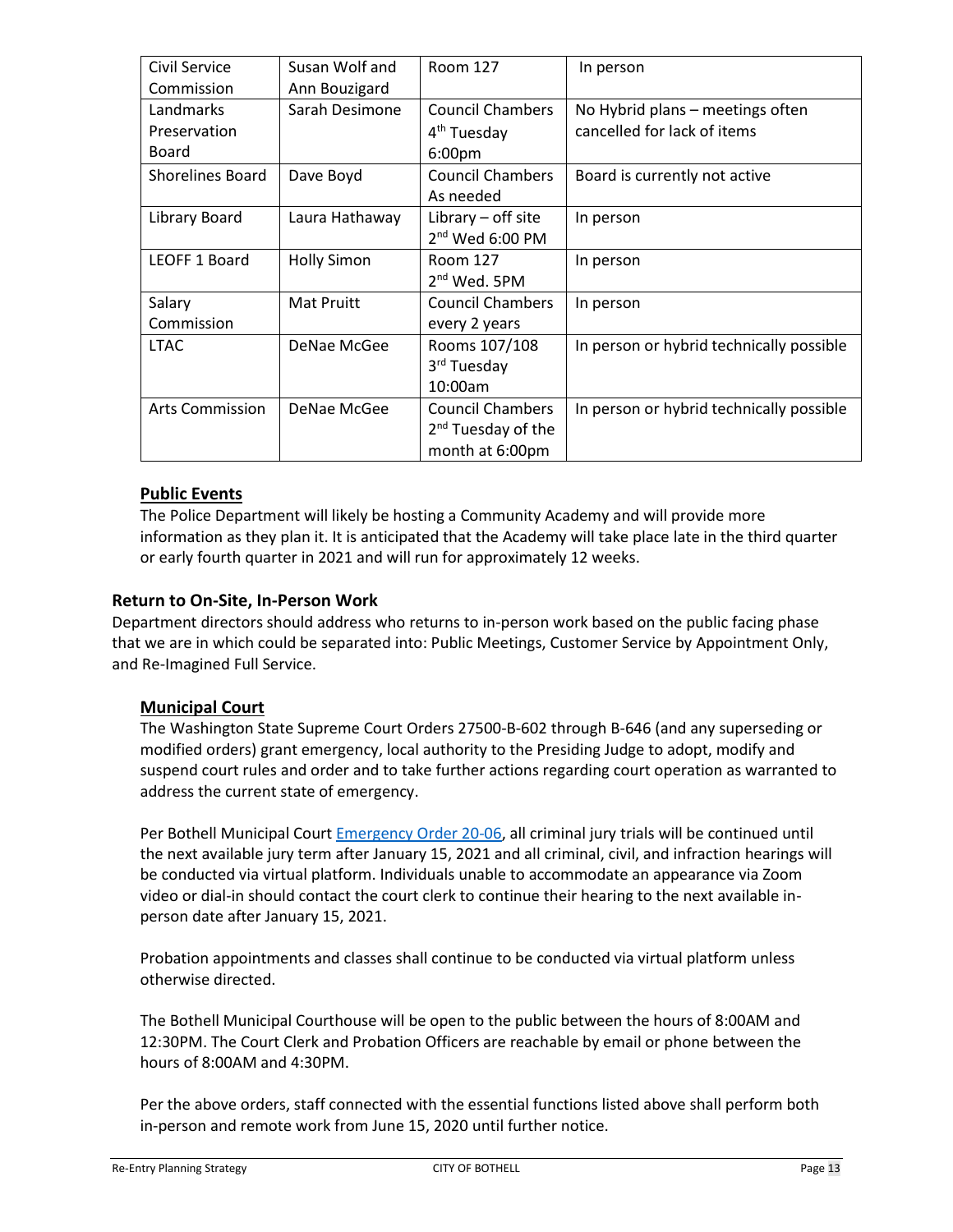| Civil Service Commission | Susan Wolf and Ann Bouzigard | Room 127 | In person |
|---|---|---|---|
| Landmarks Preservation Board | Sarah Desimone | Council Chambers 4th Tuesday 6:00pm | No Hybrid plans – meetings often cancelled for lack of items |
| Shorelines Board | Dave Boyd | Council Chambers As needed | Board is currently not active |
| Library Board | Laura Hathaway | Library – off site 2nd Wed 6:00 PM | In person |
| LEOFF 1 Board | Holly Simon | Room 127 2nd Wed. 5PM | In person |
| Salary Commission | Mat Pruitt | Council Chambers every 2 years | In person |
| LTAC | DeNae McGee | Rooms 107/108 3rd Tuesday 10:00am | In person or hybrid technically possible |
| Arts Commission | DeNae McGee | Council Chambers 2nd Tuesday of the month at 6:00pm | In person or hybrid technically possible |

**Public Events**

The Police Department will likely be hosting a Community Academy and will provide more information as they plan it. It is anticipated that the Academy will take place late in the third quarter or early fourth quarter in 2021 and will run for approximately 12 weeks.

### Return to On-Site, In-Person Work

Department directors should address who returns to in-person work based on the public facing phase that we are in which could be separated into: Public Meetings, Customer Service by Appointment Only, and Re-Imagined Full Service.

**Municipal Court**

The Washington State Supreme Court Orders 27500-B-602 through B-646 (and any superseding or modified orders) grant emergency, local authority to the Presiding Judge to adopt, modify and suspend court rules and order and to take further actions regarding court operation as warranted to address the current state of emergency.

Per Bothell Municipal Court Emergency Order 20-06, all criminal jury trials will be continued until the next available jury term after January 15, 2021 and all criminal, civil, and infraction hearings will be conducted via virtual platform. Individuals unable to accommodate an appearance via Zoom video or dial-in should contact the court clerk to continue their hearing to the next available in-person date after January 15, 2021.

Probation appointments and classes shall continue to be conducted via virtual platform unless otherwise directed.

The Bothell Municipal Courthouse will be open to the public between the hours of 8:00AM and 12:30PM. The Court Clerk and Probation Officers are reachable by email or phone between the hours of 8:00AM and 4:30PM.

Per the above orders, staff connected with the essential functions listed above shall perform both in-person and remote work from June 15, 2020 until further notice.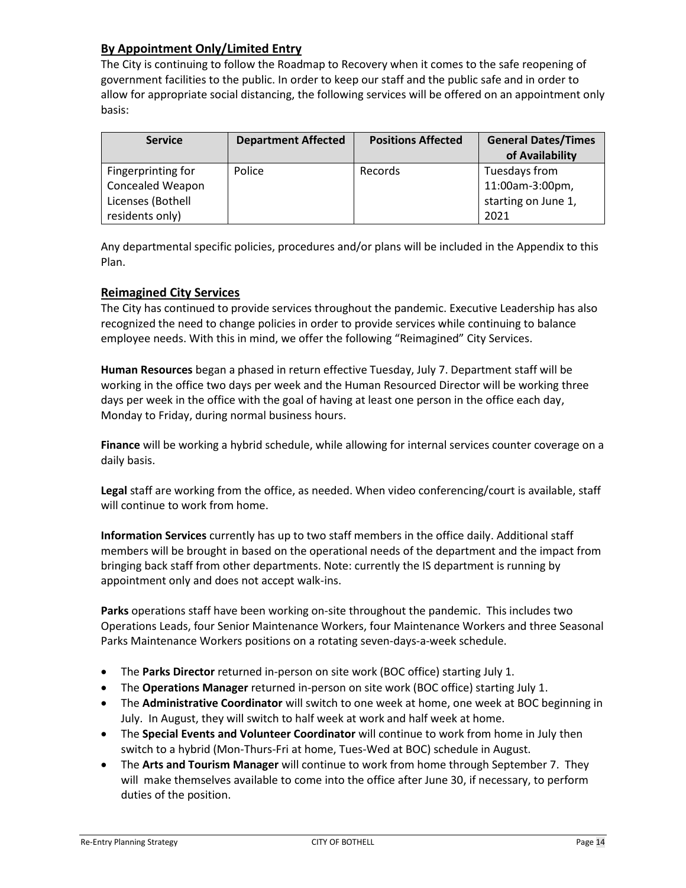## By Appointment Only/Limited Entry

The City is continuing to follow the Roadmap to Recovery when it comes to the safe reopening of government facilities to the public. In order to keep our staff and the public safe and in order to allow for appropriate social distancing, the following services will be offered on an appointment only basis:

| Service | Department Affected | Positions Affected | General Dates/Times of Availability |
| --- | --- | --- | --- |
| Fingerprinting for Concealed Weapon Licenses (Bothell residents only) | Police | Records | Tuesdays from 11:00am-3:00pm, starting on June 1, 2021 |

Any departmental specific policies, procedures and/or plans will be included in the Appendix to this Plan.

## Reimagined City Services

The City has continued to provide services throughout the pandemic. Executive Leadership has also recognized the need to change policies in order to provide services while continuing to balance employee needs. With this in mind, we offer the following "Reimagined" City Services.

**Human Resources** began a phased in return effective Tuesday, July 7. Department staff will be working in the office two days per week and the Human Resourced Director will be working three days per week in the office with the goal of having at least one person in the office each day, Monday to Friday, during normal business hours.

**Finance** will be working a hybrid schedule, while allowing for internal services counter coverage on a daily basis.

**Legal** staff are working from the office, as needed. When video conferencing/court is available, staff will continue to work from home.

**Information Services** currently has up to two staff members in the office daily. Additional staff members will be brought in based on the operational needs of the department and the impact from bringing back staff from other departments. Note: currently the IS department is running by appointment only and does not accept walk-ins.

**Parks** operations staff have been working on-site throughout the pandemic. This includes two Operations Leads, four Senior Maintenance Workers, four Maintenance Workers and three Seasonal Parks Maintenance Workers positions on a rotating seven-days-a-week schedule.

- The **Parks Director** returned in-person on site work (BOC office) starting July 1.
- The **Operations Manager** returned in-person on site work (BOC office) starting July 1.
- The **Administrative Coordinator** will switch to one week at home, one week at BOC beginning in July. In August, they will switch to half week at work and half week at home.
- The **Special Events and Volunteer Coordinator** will continue to work from home in July then switch to a hybrid (Mon-Thurs-Fri at home, Tues-Wed at BOC) schedule in August.
- The **Arts and Tourism Manager** will continue to work from home through September 7. They will make themselves available to come into the office after June 30, if necessary, to perform duties of the position.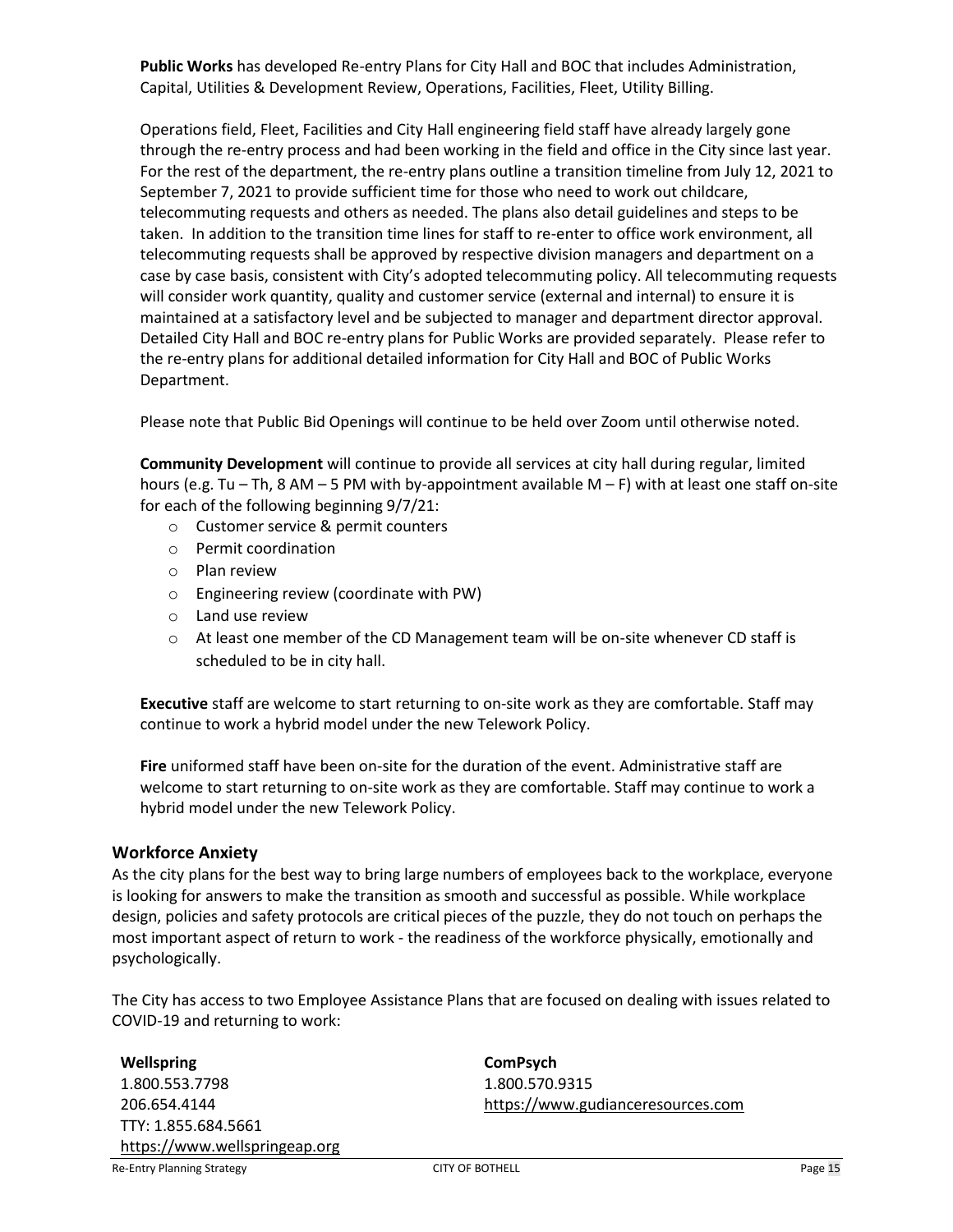**Public Works** has developed Re-entry Plans for City Hall and BOC that includes Administration, Capital, Utilities & Development Review, Operations, Facilities, Fleet, Utility Billing.

Operations field, Fleet, Facilities and City Hall engineering field staff have already largely gone through the re-entry process and had been working in the field and office in the City since last year. For the rest of the department, the re-entry plans outline a transition timeline from July 12, 2021 to September 7, 2021 to provide sufficient time for those who need to work out childcare, telecommuting requests and others as needed. The plans also detail guidelines and steps to be taken. In addition to the transition time lines for staff to re-enter to office work environment, all telecommuting requests shall be approved by respective division managers and department on a case by case basis, consistent with City's adopted telecommuting policy. All telecommuting requests will consider work quantity, quality and customer service (external and internal) to ensure it is maintained at a satisfactory level and be subjected to manager and department director approval. Detailed City Hall and BOC re-entry plans for Public Works are provided separately. Please refer to the re-entry plans for additional detailed information for City Hall and BOC of Public Works Department.

Please note that Public Bid Openings will continue to be held over Zoom until otherwise noted.

**Community Development** will continue to provide all services at city hall during regular, limited hours (e.g. Tu – Th, 8 AM – 5 PM with by-appointment available M – F) with at least one staff on-site for each of the following beginning 9/7/21:

- Customer service & permit counters
- Permit coordination
- Plan review
- Engineering review (coordinate with PW)
- Land use review
- At least one member of the CD Management team will be on-site whenever CD staff is scheduled to be in city hall.

**Executive** staff are welcome to start returning to on-site work as they are comfortable. Staff may continue to work a hybrid model under the new Telework Policy.

**Fire** uniformed staff have been on-site for the duration of the event. Administrative staff are welcome to start returning to on-site work as they are comfortable. Staff may continue to work a hybrid model under the new Telework Policy.

## Workforce Anxiety

As the city plans for the best way to bring large numbers of employees back to the workplace, everyone is looking for answers to make the transition as smooth and successful as possible. While workplace design, policies and safety protocols are critical pieces of the puzzle, they do not touch on perhaps the most important aspect of return to work - the readiness of the workforce physically, emotionally and psychologically.

The City has access to two Employee Assistance Plans that are focused on dealing with issues related to COVID-19 and returning to work:

**Wellspring**
1.800.553.7798
206.654.4144
TTY: 1.855.684.5661
https://www.wellspringeap.org

**ComPsych**
1.800.570.9315
https://www.gudianceresources.com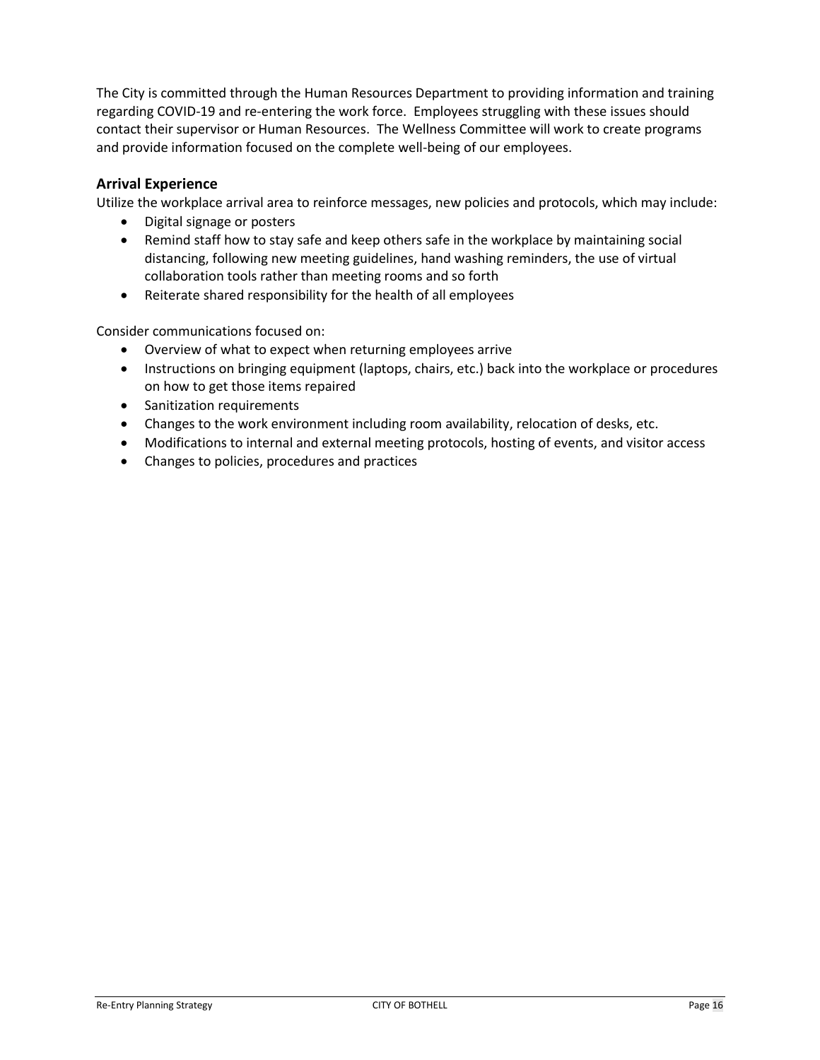The City is committed through the Human Resources Department to providing information and training regarding COVID-19 and re-entering the work force. Employees struggling with these issues should contact their supervisor or Human Resources. The Wellness Committee will work to create programs and provide information focused on the complete well-being of our employees.

### Arrival Experience

Utilize the workplace arrival area to reinforce messages, new policies and protocols, which may include:

- Digital signage or posters
- Remind staff how to stay safe and keep others safe in the workplace by maintaining social distancing, following new meeting guidelines, hand washing reminders, the use of virtual collaboration tools rather than meeting rooms and so forth
- Reiterate shared responsibility for the health of all employees

Consider communications focused on:

- Overview of what to expect when returning employees arrive
- Instructions on bringing equipment (laptops, chairs, etc.) back into the workplace or procedures on how to get those items repaired
- Sanitization requirements
- Changes to the work environment including room availability, relocation of desks, etc.
- Modifications to internal and external meeting protocols, hosting of events, and visitor access
- Changes to policies, procedures and practices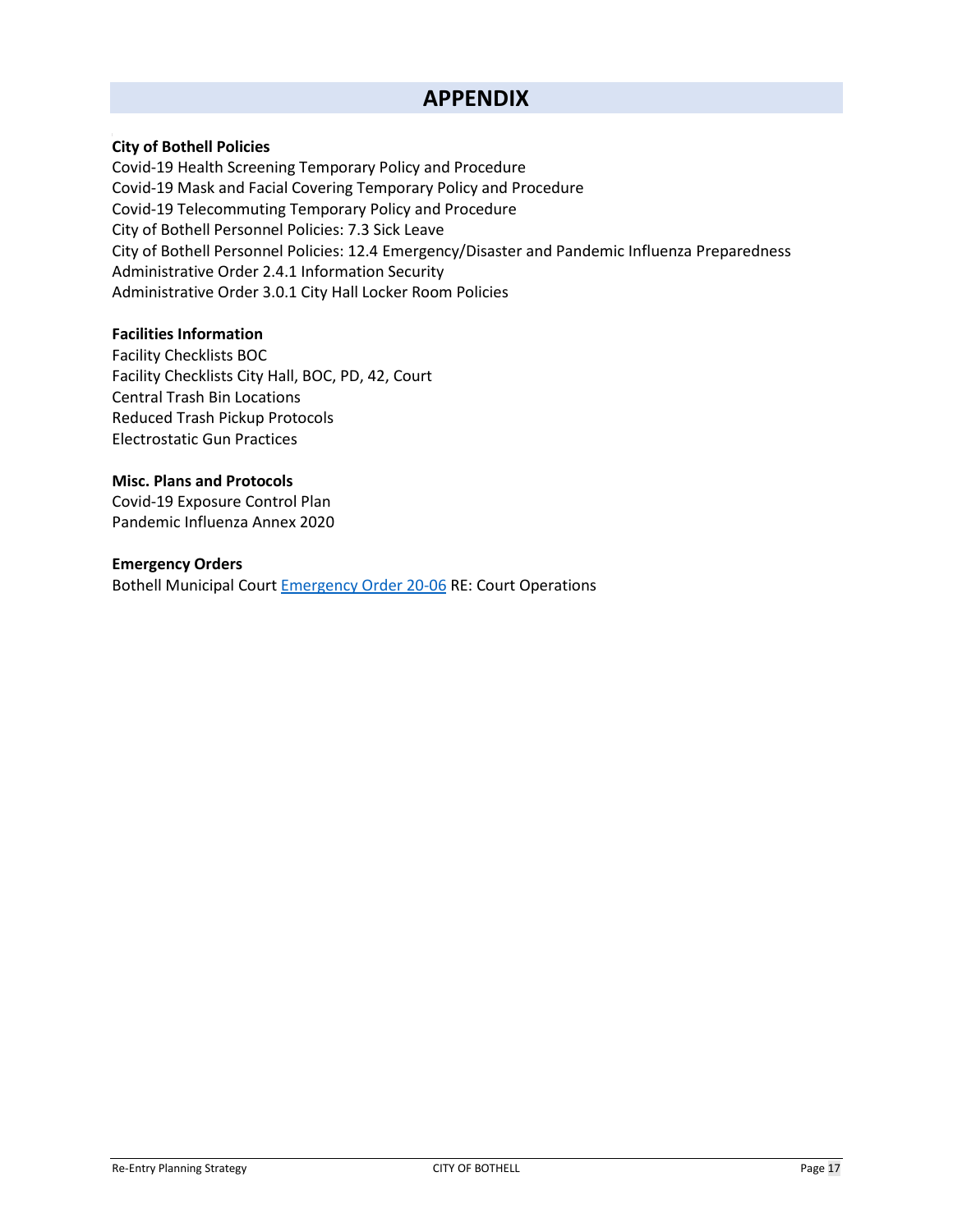# APPENDIX

**City of Bothell Policies**

Covid-19 Health Screening Temporary Policy and Procedure
Covid-19 Mask and Facial Covering Temporary Policy and Procedure
Covid-19 Telecommuting Temporary Policy and Procedure
City of Bothell Personnel Policies: 7.3 Sick Leave
City of Bothell Personnel Policies: 12.4 Emergency/Disaster and Pandemic Influenza Preparedness
Administrative Order 2.4.1 Information Security
Administrative Order 3.0.1 City Hall Locker Room Policies

**Facilities Information**

Facility Checklists BOC
Facility Checklists City Hall, BOC, PD, 42, Court
Central Trash Bin Locations
Reduced Trash Pickup Protocols
Electrostatic Gun Practices

**Misc. Plans and Protocols**

Covid-19 Exposure Control Plan
Pandemic Influenza Annex 2020

**Emergency Orders**

Bothell Municipal Court Emergency Order 20-06 RE: Court Operations